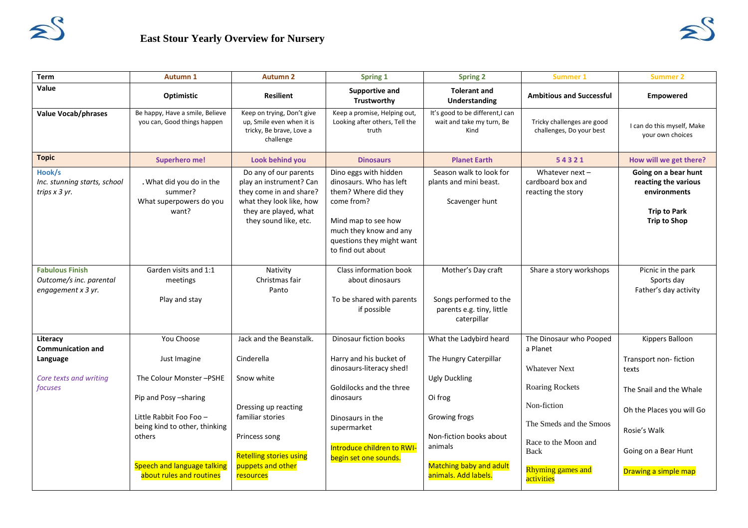# East Stour Yearly Overview for Nursery

| Term | Autumn 1 | Autumn 2 | Spring 1 | Spring 2 | Summer 1 | Summer 2 |
|---|---|---|---|---|---|---|
| **Value** | **Optimistic** | **Resilient** | **Supportive and Trustworthy** | **Tolerant and Understanding** | **Ambitious and Successful** | **Empowered** |
| **Value Vocab/phrases** | Be happy, Have a smile, Believe you can, Good things happen | Keep on trying, Don't give up, Smile even when it is tricky, Be brave, Love a challenge | Keep a promise, Helping out, Looking after others, Tell the truth | It's good to be different,I can wait and take my turn, Be Kind | Tricky challenges are good challenges, Do your best | I can do this myself, Make your own choices |
| **Topic** | **Superhero me!** | **Look behind you** | **Dinosaurs** | **Planet Earth** | **5 4 3 2 1** | **How will we get there?** |
| **Hook/s**<br>*Inc. stunning starts, school trips x 3 yr.* | . What did you do in the summer?<br>What superpowers do you want? | Do any of our parents play an instrument? Can they come in and share? what they look like, how they are played, what they sound like, etc. | Dino eggs with hidden dinosaurs. Who has left them? Where did they come from?<br><br>Mind map to see how much they know and any questions they might want to find out about | Season walk to look for plants and mini beast.<br><br>Scavenger hunt | Whatever next – cardboard box and reacting the story | **Going on a bear hunt reacting the various environments**<br><br>**Trip to Park**<br>**Trip to Shop** |
| **Fabulous Finish**<br>*Outcome/s inc. parental engagement x 3 yr.* | Garden visits and 1:1 meetings<br><br>Play and stay | Nativity<br>Christmas fair<br>Panto | Class information book about dinosaurs<br><br>To be shared with parents if possible | Mother's Day craft<br><br>Songs performed to the parents e.g. tiny, little caterpillar | Share a story workshops | Picnic in the park<br>Sports day<br>Father's day activity |
| **Literacy**<br>**Communication and Language**<br><br>*Core texts and writing focuses* | You Choose<br><br>Just Imagine<br><br>The Colour Monster –PSHE<br><br>Pip and Posy –sharing<br><br>Little Rabbit Foo Foo – being kind to other, thinking others<br><br>Speech and language talking about rules and routines | Jack and the Beanstalk.<br><br>Cinderella<br><br>Snow white<br><br>Dressing up reacting familiar stories<br><br>Princess song<br><br>Retelling stories using puppets and other resources | Dinosaur fiction books<br><br>Harry and his bucket of dinosaurs-literacy shed!<br><br>Goldilocks and the three dinosaurs<br><br>Dinosaurs in the supermarket<br><br>Introduce children to RWI- begin set one sounds. | What the Ladybird heard<br><br>The Hungry Caterpillar<br><br>Ugly Duckling<br><br>Oi frog<br><br>Growing frogs<br><br>Non-fiction books about animals<br><br>Matching baby and adult animals. Add labels. | The Dinosaur who Pooped a Planet<br><br>Whatever Next<br><br>Roaring Rockets<br><br>Non-fiction<br><br>The Smeds and the Smoos<br><br>Race to the Moon and Back<br><br>Rhyming games and activities | Kippers Balloon<br><br>Transport non- fiction texts<br><br>The Snail and the Whale<br><br>Oh the Places you will Go<br><br>Rosie's Walk<br><br>Going on a Bear Hunt<br><br>Drawing a simple map |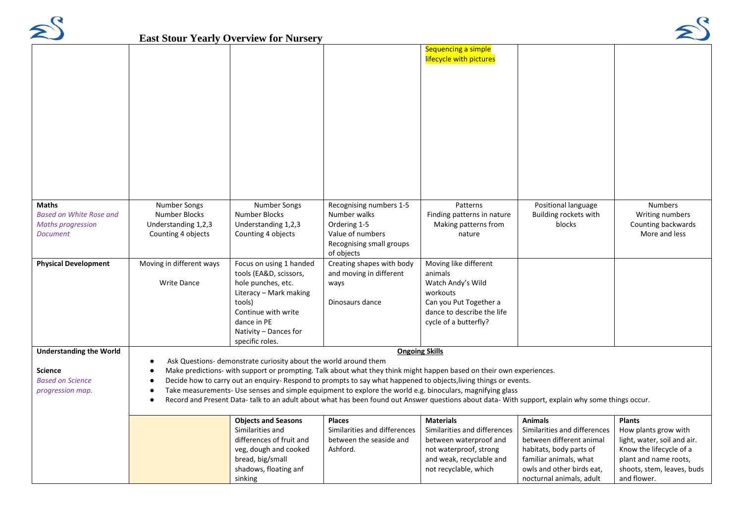# East Stour Yearly Overview for Nursery

| | | | | | | |
|---|---|---|---|---|---|---|
| | | | | Sequencing a simple lifecycle with pictures | | |
| **Maths** *Based on White Rose and Maths progression Document* | Number Songs Number Blocks Understanding 1,2,3 Counting 4 objects | Number Songs Number Blocks Understanding 1,2,3 Counting 4 objects | Recognising numbers 1-5 Number walks Ordering 1-5 Value of numbers Recognising small groups of objects | Patterns Finding patterns in nature Making patterns from nature | Positional language Building rockets with blocks | Numbers Writing numbers Counting backwards More and less |
| **Physical Development** | Moving in different ways<br><br>Write Dance | Focus on using 1 handed tools (EA&D, scissors, hole punches, etc. Literacy – Mark making tools) Continue with write dance in PE Nativity – Dances for specific roles. | Creating shapes with body and moving in different ways<br><br>Dinosaurs dance | Moving like different animals Watch Andy's Wild workouts Can you Put Together a dance to describe the life cycle of a butterfly? | | |
| **Understanding the World**<br><br>**Science** *Based on Science progression map.* | **Ongoing Skills**<br>• Ask Questions- demonstrate curiosity about the world around them<br>• Make predictions- with support or prompting. Talk about what they think might happen based on their own experiences.<br>• Decide how to carry out an enquiry- Respond to prompts to say what happened to objects,living things or events.<br>• Take measurements- Use senses and simple equipment to explore the world e.g. binoculars, magnifying glass<br>• Record and Present Data- talk to an adult about what has been found out Answer questions about data- With support, explain why some things occur. | | | | | |
| | | **Objects and Seasons** Similarities and differences of fruit and veg, dough and cooked bread, big/small shadows, floating anf sinking | **Places** Similarities and differences between the seaside and Ashford. | **Materials** Similarities and differences between waterproof and not waterproof, strong and weak, recyclable and not recyclable, which | **Animals** Similarities and differences between different animal habitats, body parts of familiar animals, what owls and other birds eat, nocturnal animals, adult | **Plants** How plants grow with light, water, soil and air. Know the lifecycle of a plant and name roots, shoots, stem, leaves, buds and flower. |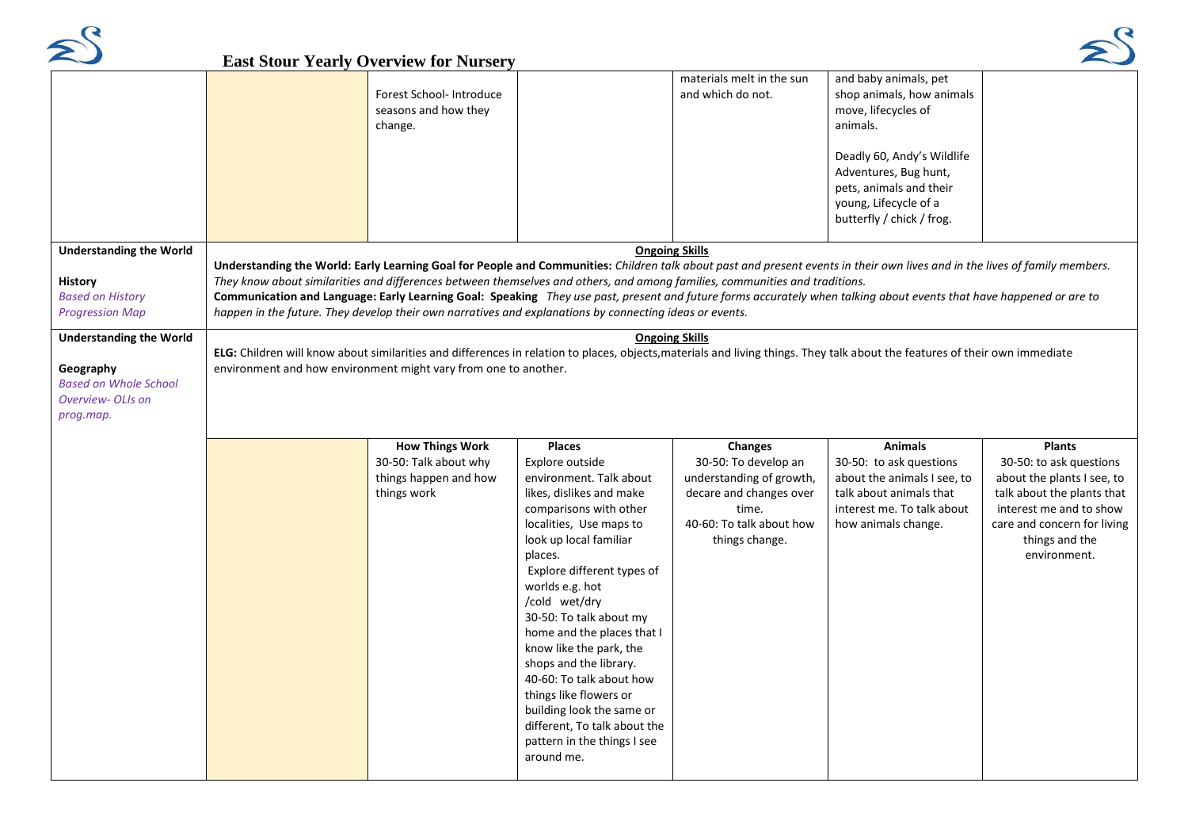# East Stour Yearly Overview for Nursery

| | | | | | | |
|---|---|---|---|---|---|---|
| | | Forest School- Introduce seasons and how they change. | | materials melt in the sun and which do not. | and baby animals, pet shop animals, how animals move, lifecycles of animals.<br><br>Deadly 60, Andy's Wildlife Adventures, Bug hunt, pets, animals and their young, Lifecycle of a butterfly / chick / frog. | |
| **Understanding the World**<br><br>**History**<br>*Based on History Progression Map* | **<u>Ongoing Skills</u>**<br>**Understanding the World: Early Learning Goal for People and Communities:** *Children talk about past and present events in their own lives and in the lives of family members. They know about similarities and differences between themselves and others, and among families, communities and traditions.*<br>**Communication and Language: Early Learning Goal: Speaking** *They use past, present and future forms accurately when talking about events that have happened or are to happen in the future. They develop their own narratives and explanations by connecting ideas or events.* | | | | | |
| **Understanding the World**<br><br>**Geography**<br>*Based on Whole School Overview- OLIs on prog.map.* | **<u>Ongoing Skills</u>**<br>**ELG:** Children will know about similarities and differences in relation to places, objects,materials and living things. They talk about the features of their own immediate environment and how environment might vary from one to another. | | | | | |
| | | **How Things Work**<br>30-50: Talk about why things happen and how things work | **Places**<br>Explore outside environment. Talk about likes, dislikes and make comparisons with other localities, Use maps to look up local familiar places.<br>Explore different types of worlds e.g. hot /cold wet/dry<br>30-50: To talk about my home and the places that I know like the park, the shops and the library.<br>40-60: To talk about how things like flowers or building look the same or different, To talk about the pattern in the things I see around me. | **Changes**<br>30-50: To develop an understanding of growth, decare and changes over time.<br>40-60: To talk about how things change. | **Animals**<br>30-50: to ask questions about the animals I see, to talk about animals that interest me. To talk about how animals change. | **Plants**<br>30-50: to ask questions about the plants I see, to talk about the plants that interest me and to show care and concern for living things and the environment. |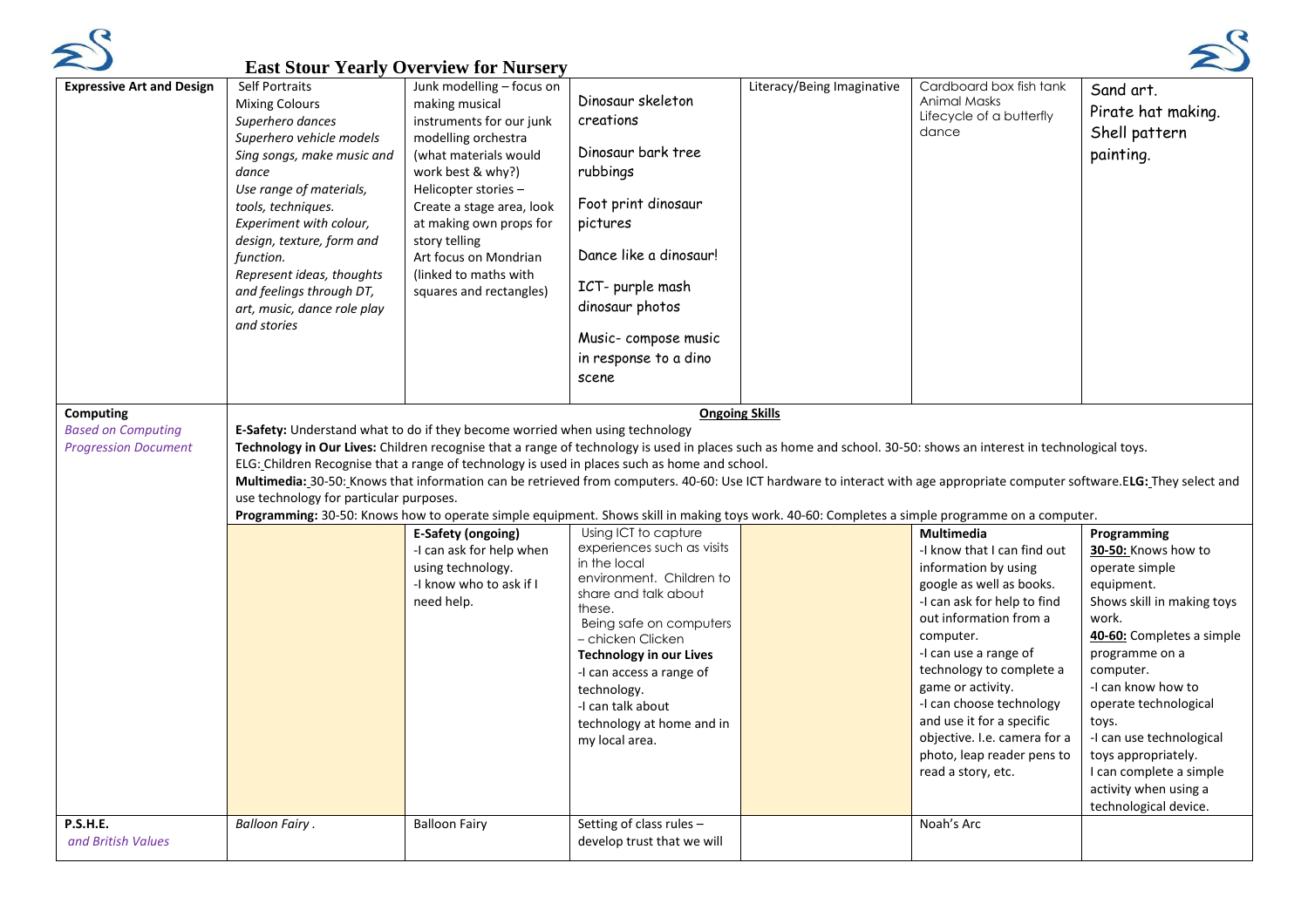# East Stour Yearly Overview for Nursery

| | | | | | | |
|---|---|---|---|---|---|---|
| **Expressive Art and Design** | Self Portraits<br>Mixing Colours<br>*Superhero dances*<br>*Superhero vehicle models*<br>*Sing songs, make music and dance*<br>*Use range of materials, tools, techniques.*<br>*Experiment with colour, design, texture, form and function.*<br>*Represent ideas, thoughts and feelings through DT, art, music, dance role play and stories* | Junk modelling – focus on making musical instruments for our junk modelling orchestra (what materials would work best & why?)<br>Helicopter stories – Create a stage area, look at making own props for story telling<br>Art focus on Mondrian (linked to maths with squares and rectangles) | Dinosaur skeleton creations<br><br>Dinosaur bark tree rubbings<br><br>Foot print dinosaur pictures<br><br>Dance like a dinosaur!<br><br>ICT- purple mash dinosaur photos<br><br>Music- compose music in response to a dino scene | Literacy/Being Imaginative | Cardboard box fish tank<br>Animal Masks<br>Lifecycle of a butterfly dance | Sand art.<br>Pirate hat making.<br>Shell pattern painting. |
| **Computing**<br>*Based on Computing Progression Document* | **Ongoing Skills**<br>**E-Safety:** Understand what to do if they become worried when using technology<br>**Technology in Our Lives:** Children recognise that a range of technology is used in places such as home and school. 30-50: shows an interest in technological toys.<br>ELG: Children Recognise that a range of technology is used in places such as home and school.<br>**Multimedia:** 30-50: Knows that information can be retrieved from computers. 40-60: Use ICT hardware to interact with age appropriate computer software.E**LG:** They select and use technology for particular purposes.<br>**Programming:** 30-50: Knows how to operate simple equipment. Shows skill in making toys work. 40-60: Completes a simple programme on a computer. | | | | | |
| | | **E-Safety (ongoing)**<br>-I can ask for help when using technology.<br>-I know who to ask if I need help. | Using ICT to capture experiences such as visits in the local environment. Children to share and talk about these.<br>Being safe on computers – chicken Clicken<br>**Technology in our Lives**<br>-I can access a range of technology.<br>-I can talk about technology at home and in my local area. | | **Multimedia**<br>-I know that I can find out information by using google as well as books.<br>-I can ask for help to find out information from a computer.<br>-I can use a range of technology to complete a game or activity.<br>-I can choose technology and use it for a specific objective. I.e. camera for a photo, leap reader pens to read a story, etc. | **Programming**<br>**30-50:** Knows how to operate simple equipment.<br>Shows skill in making toys work.<br>**40-60:** Completes a simple programme on a computer.<br>-I can know how to operate technological toys.<br>-I can use technological toys appropriately.<br>I can complete a simple activity when using a technological device. |
| **P.S.H.E.**<br>*and British Values* | *Balloon Fairy .* | Balloon Fairy | Setting of class rules – develop trust that we will | | Noah's Arc | |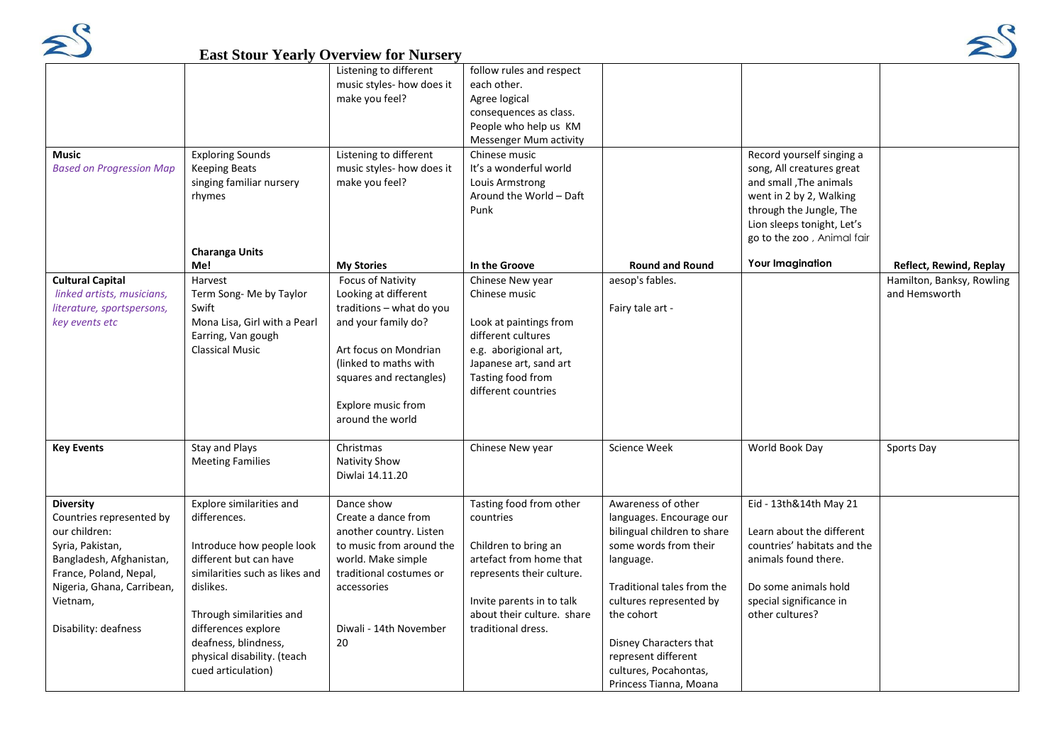# East Stour Yearly Overview for Nursery

| | | | | | | |
|---|---|---|---|---|---|---|
| | | Listening to different music styles- how does it make you feel? | follow rules and respect each other. Agree logical consequences as class. People who help us KM Messenger Mum activity | | | |
| **Music** *Based on Progression Map* | Exploring Sounds Keeping Beats singing familiar nursery rhymes | Listening to different music styles- how does it make you feel? | Chinese music It's a wonderful world Louis Armstrong Around the World – Daft Punk | | Record yourself singing a song, All creatures great and small ,The animals went in 2 by 2, Walking through the Jungle, The Lion sleeps tonight, Let's go to the zoo , Animal fair | |
| | **Charanga Units Me!** | **My Stories** | **In the Groove** | **Round and Round** | **Your Imagination** | **Reflect, Rewind, Replay** |
| **Cultural Capital** *linked artists, musicians, literature, sportspersons, key events etc* | Harvest Term Song- Me by Taylor Swift Mona Lisa, Girl with a Pearl Earring, Van gough Classical Music | Focus of Nativity Looking at different traditions – what do you and your family do? Art focus on Mondrian (linked to maths with squares and rectangles) Explore music from around the world | Chinese New year Chinese music Look at paintings from different cultures e.g. aborigional art, Japanese art, sand art Tasting food from different countries | aesop's fables. Fairy tale art - | | Hamilton, Banksy, Rowling and Hemsworth |
| **Key Events** | Stay and Plays Meeting Families | Christmas Nativity Show Diwlai 14.11.20 | Chinese New year | Science Week | World Book Day | Sports Day |
| **Diversity** Countries represented by our children: Syria, Pakistan, Bangladesh, Afghanistan, France, Poland, Nepal, Nigeria, Ghana, Carribean, Vietnam, Disability: deafness | Explore similarities and differences. Introduce how people look different but can have similarities such as likes and dislikes. Through similarities and differences explore deafness, blindness, physical disability. (teach cued articulation) | Dance show Create a dance from another country. Listen to music from around the world. Make simple traditional costumes or accessories Diwali - 14th November 20 | Tasting food from other countries Children to bring an artefact from home that represents their culture. Invite parents in to talk about their culture. share traditional dress. | Awareness of other languages. Encourage our bilingual children to share some words from their language. Traditional tales from the cultures represented by the cohort Disney Characters that represent different cultures, Pocahontas, Princess Tianna, Moana | Eid - 13th&14th May 21 Learn about the different countries' habitats and the animals found there. Do some animals hold special significance in other cultures? | |